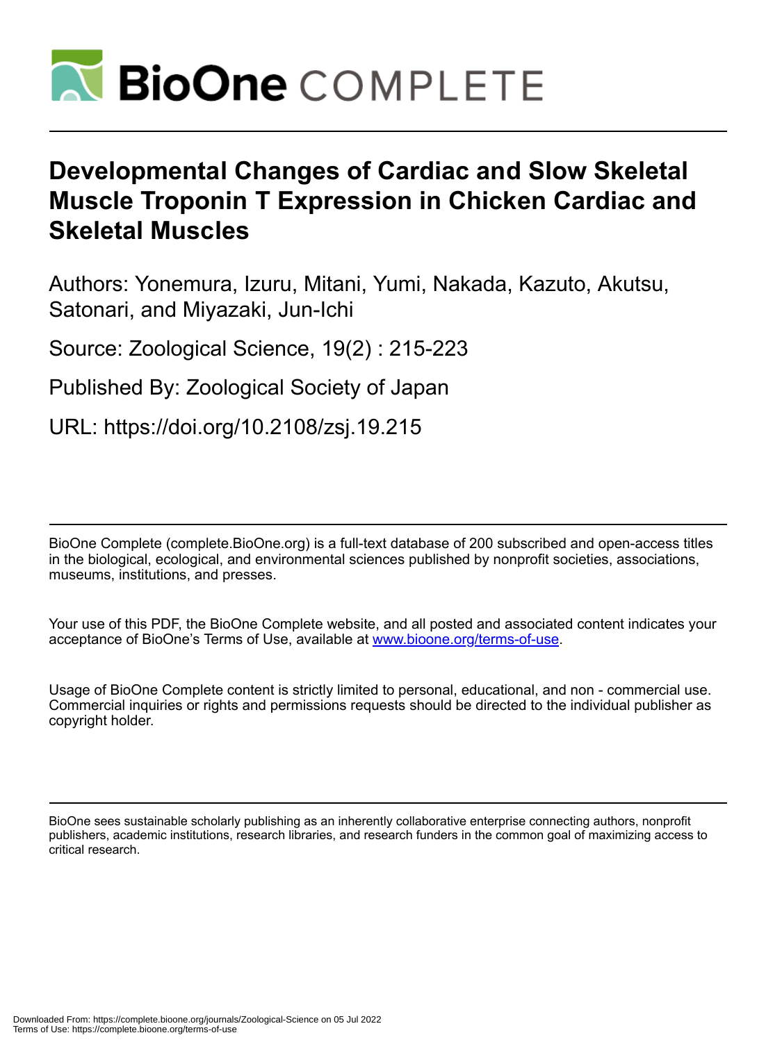# Developmental Changes of Cardiac and Slow Skeletal Muscle Troponin T Expression in Chicken Cardiac and Skeletal Muscles

Authors: Yonemura, Izuru, Mitani, Yumi, Nakada, Kazuto, Akutsu, Satonari, and Miyazaki, Jun-Ichi

Source: Zoological Science, 19(2) : 215-223

Published By: Zoological Society of Japan

URL: https://doi.org/10.2108/zsj.19.215

BioOne Complete (complete.BioOne.org) is a full-text database of 200 subscribed and open-access titles in the biological, ecological, and environmental sciences published by nonprofit societies, associations, museums, institutions, and presses.

Your use of this PDF, the BioOne Complete website, and all posted and associated content indicates your acceptance of BioOne's Terms of Use, available at www.bioone.org/terms-of-use.

Usage of BioOne Complete content is strictly limited to personal, educational, and non - commercial use. Commercial inquiries or rights and permissions requests should be directed to the individual publisher as copyright holder.

BioOne sees sustainable scholarly publishing as an inherently collaborative enterprise connecting authors, nonprofit publishers, academic institutions, research libraries, and research funders in the common goal of maximizing access to critical research.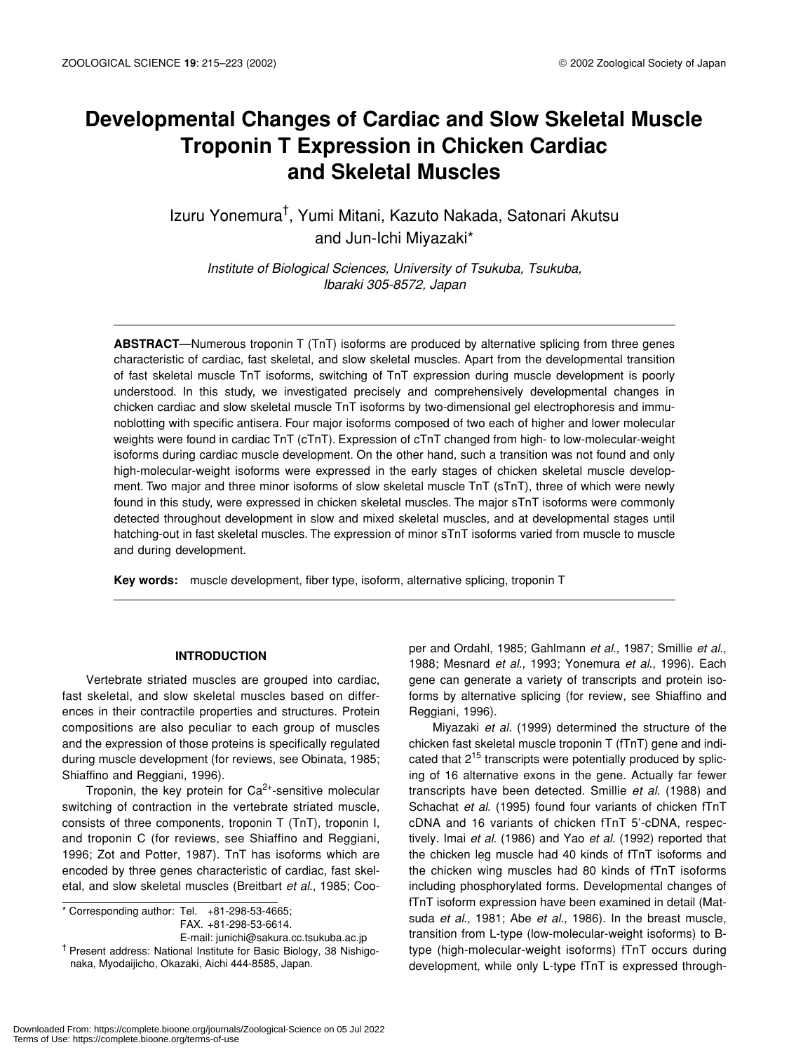# Developmental Changes of Cardiac and Slow Skeletal Muscle Troponin T Expression in Chicken Cardiac and Skeletal Muscles

Izuru Yonemura[†], Yumi Mitani, Kazuto Nakada, Satonari Akutsu and Jun-Ichi Miyazaki*

*Institute of Biological Sciences, University of Tsukuba, Tsukuba, Ibaraki 305-8572, Japan*

**ABSTRACT**—Numerous troponin T (TnT) isoforms are produced by alternative splicing from three genes characteristic of cardiac, fast skeletal, and slow skeletal muscles. Apart from the developmental transition of fast skeletal muscle TnT isoforms, switching of TnT expression during muscle development is poorly understood. In this study, we investigated precisely and comprehensively developmental changes in chicken cardiac and slow skeletal muscle TnT isoforms by two-dimensional gel electrophoresis and immunoblotting with specific antisera. Four major isoforms composed of two each of higher and lower molecular weights were found in cardiac TnT (cTnT). Expression of cTnT changed from high- to low-molecular-weight isoforms during cardiac muscle development. On the other hand, such a transition was not found and only high-molecular-weight isoforms were expressed in the early stages of chicken skeletal muscle development. Two major and three minor isoforms of slow skeletal muscle TnT (sTnT), three of which were newly found in this study, were expressed in chicken skeletal muscles. The major sTnT isoforms were commonly detected throughout development in slow and mixed skeletal muscles, and at developmental stages until hatching-out in fast skeletal muscles. The expression of minor sTnT isoforms varied from muscle to muscle and during development.

**Key words:** muscle development, fiber type, isoform, alternative splicing, troponin T

## INTRODUCTION

Vertebrate striated muscles are grouped into cardiac, fast skeletal, and slow skeletal muscles based on differences in their contractile properties and structures. Protein compositions are also peculiar to each group of muscles and the expression of those proteins is specifically regulated during muscle development (for reviews, see Obinata, 1985; Shiaffino and Reggiani, 1996).

Troponin, the key protein for $Ca^{2+}$-sensitive molecular switching of contraction in the vertebrate striated muscle, consists of three components, troponin T (TnT), troponin I, and troponin C (for reviews, see Shiaffino and Reggiani, 1996; Zot and Potter, 1987). TnT has isoforms which are encoded by three genes characteristic of cardiac, fast skeletal, and slow skeletal muscles (Breitbart *et al*., 1985; Cooper and Ordahl, 1985; Gahlmann *et al*., 1987; Smillie *et al*., 1988; Mesnard *et al*., 1993; Yonemura *et al*., 1996). Each gene can generate a variety of transcripts and protein isoforms by alternative splicing (for review, see Shiaffino and Reggiani, 1996).

Miyazaki *et al*. (1999) determined the structure of the chicken fast skeletal muscle troponin T (fTnT) gene and indicated that $2^{15}$ transcripts were potentially produced by splicing of 16 alternative exons in the gene. Actually far fewer transcripts have been detected. Smillie *et al*. (1988) and Schachat *et al*. (1995) found four variants of chicken fTnT cDNA and 16 variants of chicken fTnT 5'-cDNA, respectively. Imai *et al*. (1986) and Yao *et al*. (1992) reported that the chicken leg muscle had 40 kinds of fTnT isoforms and the chicken wing muscles had 80 kinds of fTnT isoforms including phosphorylated forms. Developmental changes of fTnT isoform expression have been examined in detail (Matsuda *et al*., 1981; Abe *et al*., 1986). In the breast muscle, transition from L-type (low-molecular-weight isoforms) to B-type (high-molecular-weight isoforms) fTnT occurs during development, while only L-type fTnT is expressed through-

\* Corresponding author: Tel. +81-298-53-4665; FAX. +81-298-53-6614. E-mail: junichi@sakura.cc.tsukuba.ac.jp

[†] Present address: National Institute for Basic Biology, 38 Nishigonaka, Myodaijicho, Okazaki, Aichi 444-8585, Japan.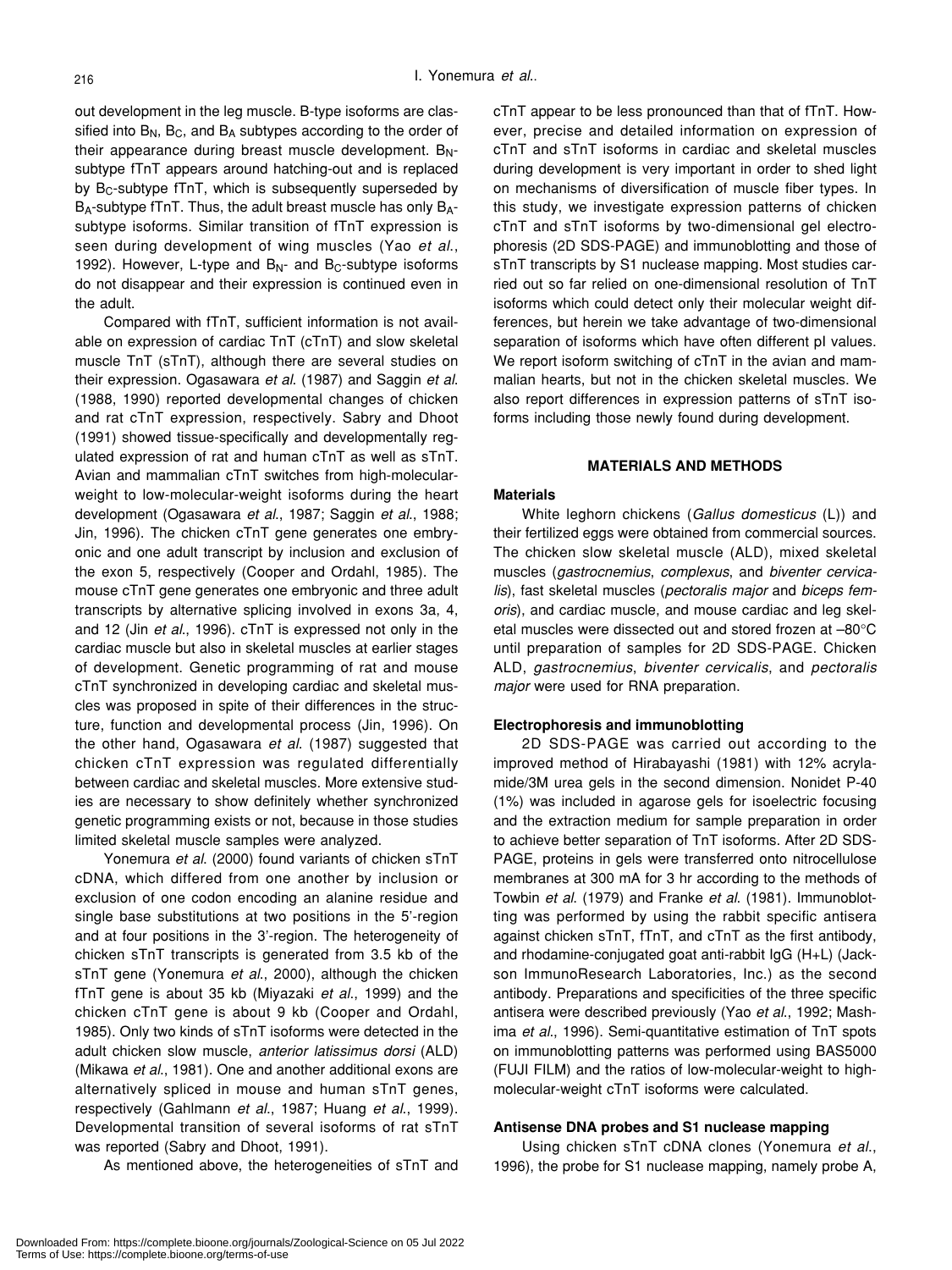out development in the leg muscle. B-type isoforms are classified into $B_N$, $B_C$, and $B_A$ subtypes according to the order of their appearance during breast muscle development. $B_N$-subtype fTnT appears around hatching-out and is replaced by $B_C$-subtype fTnT, which is subsequently superseded by $B_A$-subtype fTnT. Thus, the adult breast muscle has only $B_A$-subtype isoforms. Similar transition of fTnT expression is seen during development of wing muscles (Yao *et al*., 1992). However, L-type and $B_N$- and $B_C$-subtype isoforms do not disappear and their expression is continued even in the adult.

Compared with fTnT, sufficient information is not available on expression of cardiac TnT (cTnT) and slow skeletal muscle TnT (sTnT), although there are several studies on their expression. Ogasawara *et al*. (1987) and Saggin *et al*. (1988, 1990) reported developmental changes of chicken and rat cTnT expression, respectively. Sabry and Dhoot (1991) showed tissue-specifically and developmentally regulated expression of rat and human cTnT as well as sTnT. Avian and mammalian cTnT switches from high-molecular-weight to low-molecular-weight isoforms during the heart development (Ogasawara *et al*., 1987; Saggin *et al*., 1988; Jin, 1996). The chicken cTnT gene generates one embryonic and one adult transcript by inclusion and exclusion of the exon 5, respectively (Cooper and Ordahl, 1985). The mouse cTnT gene generates one embryonic and three adult transcripts by alternative splicing involved in exons 3a, 4, and 12 (Jin *et al*., 1996). cTnT is expressed not only in the cardiac muscle but also in skeletal muscles at earlier stages of development. Genetic programming of rat and mouse cTnT synchronized in developing cardiac and skeletal muscles was proposed in spite of their differences in the structure, function and developmental process (Jin, 1996). On the other hand, Ogasawara *et al*. (1987) suggested that chicken cTnT expression was regulated differentially between cardiac and skeletal muscles. More extensive studies are necessary to show definitely whether synchronized genetic programming exists or not, because in those studies limited skeletal muscle samples were analyzed.

Yonemura *et al*. (2000) found variants of chicken sTnT cDNA, which differed from one another by inclusion or exclusion of one codon encoding an alanine residue and single base substitutions at two positions in the 5'-region and at four positions in the 3'-region. The heterogeneity of chicken sTnT transcripts is generated from 3.5 kb of the sTnT gene (Yonemura *et al*., 2000), although the chicken fTnT gene is about 35 kb (Miyazaki *et al*., 1999) and the chicken cTnT gene is about 9 kb (Cooper and Ordahl, 1985). Only two kinds of sTnT isoforms were detected in the adult chicken slow muscle, *anterior latissimus dorsi* (ALD) (Mikawa *et al*., 1981). One and another additional exons are alternatively spliced in mouse and human sTnT genes, respectively (Gahlmann *et al*., 1987; Huang *et al*., 1999). Developmental transition of several isoforms of rat sTnT was reported (Sabry and Dhoot, 1991).

As mentioned above, the heterogeneities of sTnT and cTnT appear to be less pronounced than that of fTnT. However, precise and detailed information on expression of cTnT and sTnT isoforms in cardiac and skeletal muscles during development is very important in order to shed light on mechanisms of diversification of muscle fiber types. In this study, we investigate expression patterns of chicken cTnT and sTnT isoforms by two-dimensional gel electrophoresis (2D SDS-PAGE) and immunoblotting and those of sTnT transcripts by S1 nuclease mapping. Most studies carried out so far relied on one-dimensional resolution of TnT isoforms which could detect only their molecular weight differences, but herein we take advantage of two-dimensional separation of isoforms which have often different pI values. We report isoform switching of cTnT in the avian and mammalian hearts, but not in the chicken skeletal muscles. We also report differences in expression patterns of sTnT isoforms including those newly found during development.

## MATERIALS AND METHODS

### Materials

White leghorn chickens (*Gallus domesticus* (L)) and their fertilized eggs were obtained from commercial sources. The chicken slow skeletal muscle (ALD), mixed skeletal muscles (*gastrocnemius*, *complexus*, and *biventer cervicalis*), fast skeletal muscles (*pectoralis major* and *biceps femoris*), and cardiac muscle, and mouse cardiac and leg skeletal muscles were dissected out and stored frozen at –80°C until preparation of samples for 2D SDS-PAGE. Chicken ALD, *gastrocnemius*, *biventer cervicalis*, and *pectoralis major* were used for RNA preparation.

### Electrophoresis and immunoblotting

2D SDS-PAGE was carried out according to the improved method of Hirabayashi (1981) with 12% acrylamide/3M urea gels in the second dimension. Nonidet P-40 (1%) was included in agarose gels for isoelectric focusing and the extraction medium for sample preparation in order to achieve better separation of TnT isoforms. After 2D SDS-PAGE, proteins in gels were transferred onto nitrocellulose membranes at 300 mA for 3 hr according to the methods of Towbin *et al*. (1979) and Franke *et al*. (1981). Immunoblotting was performed by using the rabbit specific antisera against chicken sTnT, fTnT, and cTnT as the first antibody, and rhodamine-conjugated goat anti-rabbit IgG (H+L) (Jackson ImmunoResearch Laboratories, Inc.) as the second antibody. Preparations and specificities of the three specific antisera were described previously (Yao *et al*., 1992; Mashima *et al*., 1996). Semi-quantitative estimation of TnT spots on immunoblotting patterns was performed using BAS5000 (FUJI FILM) and the ratios of low-molecular-weight to high-molecular-weight cTnT isoforms were calculated.

### Antisense DNA probes and S1 nuclease mapping

Using chicken sTnT cDNA clones (Yonemura *et al*., 1996), the probe for S1 nuclease mapping, namely probe A,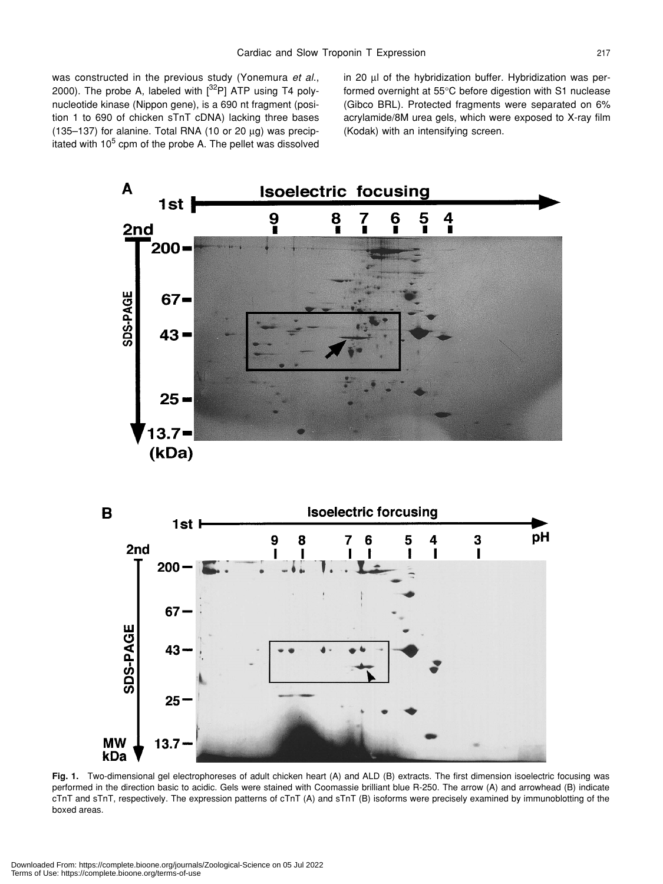was constructed in the previous study (Yonemura *et al.*, 2000). The probe A, labeled with [$^{32}$P] ATP using T4 polynucleotide kinase (Nippon gene), is a 690 nt fragment (position 1 to 690 of chicken sTnT cDNA) lacking three bases (135–137) for alanine. Total RNA (10 or 20 μg) was precipitated with $10^5$ cpm of the probe A. The pellet was dissolved in 20 μl of the hybridization buffer. Hybridization was performed overnight at 55°C before digestion with S1 nuclease (Gibco BRL). Protected fragments were separated on 6% acrylamide/8M urea gels, which were exposed to X-ray film (Kodak) with an intensifying screen.

**Fig. 1.** Two-dimensional gel electrophoreses of adult chicken heart (A) and ALD (B) extracts. The first dimension isoelectric focusing was performed in the direction basic to acidic. Gels were stained with Coomassie brilliant blue R-250. The arrow (A) and arrowhead (B) indicate cTnT and sTnT, respectively. The expression patterns of cTnT (A) and sTnT (B) isoforms were precisely examined by immunoblotting of the boxed areas.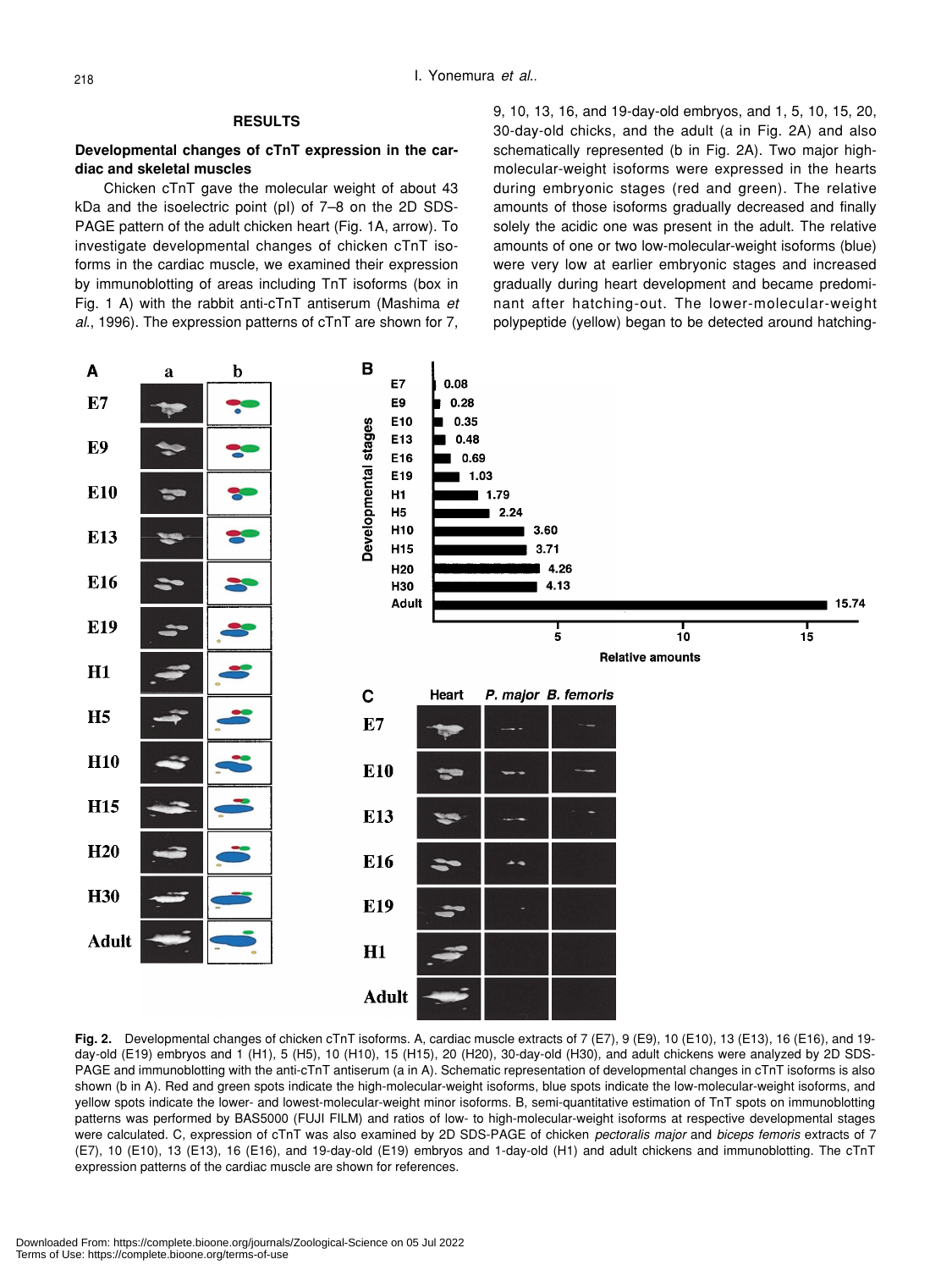## RESULTS

### Developmental changes of cTnT expression in the cardiac and skeletal muscles

Chicken cTnT gave the molecular weight of about 43 kDa and the isoelectric point (pI) of 7–8 on the 2D SDS-PAGE pattern of the adult chicken heart (Fig. 1A, arrow). To investigate developmental changes of chicken cTnT isoforms in the cardiac muscle, we examined their expression by immunoblotting of areas including TnT isoforms (box in Fig. 1 A) with the rabbit anti-cTnT antiserum (Mashima *et al*., 1996). The expression patterns of cTnT are shown for 7, 9, 10, 13, 16, and 19-day-old embryos, and 1, 5, 10, 15, 20, 30-day-old chicks, and the adult (a in Fig. 2A) and also schematically represented (b in Fig. 2A). Two major high-molecular-weight isoforms were expressed in the hearts during embryonic stages (red and green). The relative amounts of those isoforms gradually decreased and finally solely the acidic one was present in the adult. The relative amounts of one or two low-molecular-weight isoforms (blue) were very low at earlier embryonic stages and increased gradually during heart development and became predominant after hatching-out. The lower-molecular-weight polypeptide (yellow) began to be detected around hatching-

**Fig. 2.** Developmental changes of chicken cTnT isoforms. A, cardiac muscle extracts of 7 (E7), 9 (E9), 10 (E10), 13 (E13), 16 (E16), and 19-day-old (E19) embryos and 1 (H1), 5 (H5), 10 (H10), 15 (H15), 20 (H20), 30-day-old (H30), and adult chickens were analyzed by 2D SDS-PAGE and immunoblotting with the anti-cTnT antiserum (a in A). Schematic representation of developmental changes in cTnT isoforms is also shown (b in A). Red and green spots indicate the high-molecular-weight isoforms, blue spots indicate the low-molecular-weight isoforms, and yellow spots indicate the lower- and lowest-molecular-weight minor isoforms. B, semi-quantitative estimation of TnT spots on immunoblotting patterns was performed by BAS5000 (FUJI FILM) and ratios of low- to high-molecular-weight isoforms at respective developmental stages were calculated. C, expression of cTnT was also examined by 2D SDS-PAGE of chicken *pectoralis major* and *biceps femoris* extracts of 7 (E7), 10 (E10), 13 (E13), 16 (E16), and 19-day-old (E19) embryos and 1-day-old (H1) and adult chickens and immunoblotting. The cTnT expression patterns of the cardiac muscle are shown for references.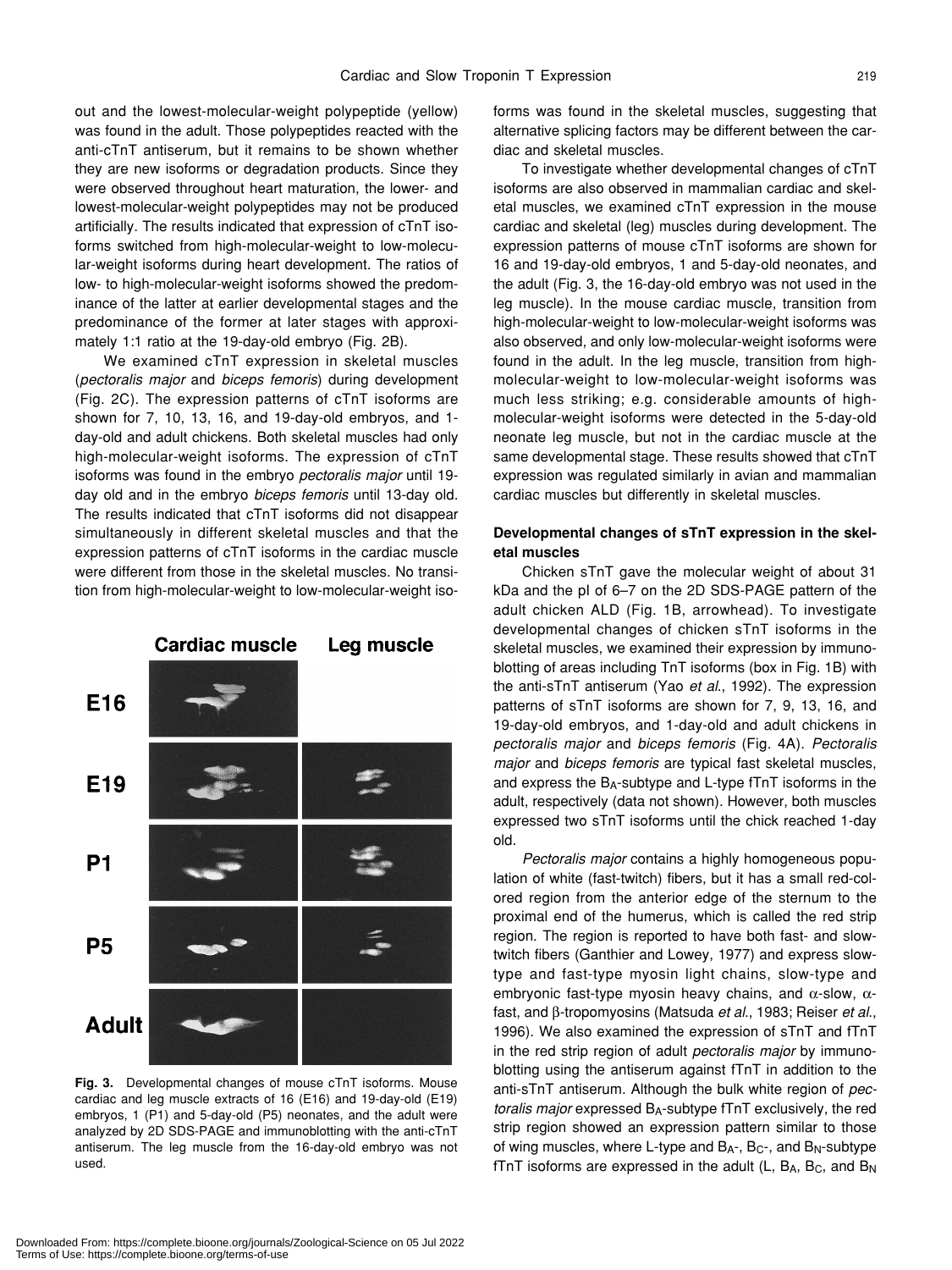out and the lowest-molecular-weight polypeptide (yellow) was found in the adult. Those polypeptides reacted with the anti-cTnT antiserum, but it remains to be shown whether they are new isoforms or degradation products. Since they were observed throughout heart maturation, the lower- and lowest-molecular-weight polypeptides may not be produced artificially. The results indicated that expression of cTnT isoforms switched from high-molecular-weight to low-molecular-weight isoforms during heart development. The ratios of low- to high-molecular-weight isoforms showed the predominance of the latter at earlier developmental stages and the predominance of the former at later stages with approximately 1:1 ratio at the 19-day-old embryo (Fig. 2B).

We examined cTnT expression in skeletal muscles (*pectoralis major* and *biceps femoris*) during development (Fig. 2C). The expression patterns of cTnT isoforms are shown for 7, 10, 13, 16, and 19-day-old embryos, and 1-day-old and adult chickens. Both skeletal muscles had only high-molecular-weight isoforms. The expression of cTnT isoforms was found in the embryo *pectoralis major* until 19-day old and in the embryo *biceps femoris* until 13-day old. The results indicated that cTnT isoforms did not disappear simultaneously in different skeletal muscles and that the expression patterns of cTnT isoforms in the cardiac muscle were different from those in the skeletal muscles. No transition from high-molecular-weight to low-molecular-weight isoforms was found in the skeletal muscles, suggesting that alternative splicing factors may be different between the cardiac and skeletal muscles.

**Fig. 3.** Developmental changes of mouse cTnT isoforms. Mouse cardiac and leg muscle extracts of 16 (E16) and 19-day-old (E19) embryos, 1 (P1) and 5-day-old (P5) neonates, and the adult were analyzed by 2D SDS-PAGE and immunoblotting with the anti-cTnT antiserum. The leg muscle from the 16-day-old embryo was not used.

To investigate whether developmental changes of cTnT isoforms are also observed in mammalian cardiac and skeletal muscles, we examined cTnT expression in the mouse cardiac and skeletal (leg) muscles during development. The expression patterns of mouse cTnT isoforms are shown for 16 and 19-day-old embryos, 1 and 5-day-old neonates, and the adult (Fig. 3, the 16-day-old embryo was not used in the leg muscle). In the mouse cardiac muscle, transition from high-molecular-weight to low-molecular-weight isoforms was also observed, and only low-molecular-weight isoforms were found in the adult. In the leg muscle, transition from high-molecular-weight to low-molecular-weight isoforms was much less striking; e.g. considerable amounts of high-molecular-weight isoforms were detected in the 5-day-old neonate leg muscle, but not in the cardiac muscle at the same developmental stage. These results showed that cTnT expression was regulated similarly in avian and mammalian cardiac muscles but differently in skeletal muscles.

### Developmental changes of sTnT expression in the skeletal muscles

Chicken sTnT gave the molecular weight of about 31 kDa and the pI of 6–7 on the 2D SDS-PAGE pattern of the adult chicken ALD (Fig. 1B, arrowhead). To investigate developmental changes of chicken sTnT isoforms in the skeletal muscles, we examined their expression by immunoblotting of areas including TnT isoforms (box in Fig. 1B) with the anti-sTnT antiserum (Yao *et al.*, 1992). The expression patterns of sTnT isoforms are shown for 7, 9, 13, 16, and 19-day-old embryos, and 1-day-old and adult chickens in *pectoralis major* and *biceps femoris* (Fig. 4A). *Pectoralis major* and *biceps femoris* are typical fast skeletal muscles, and express the $B_A$-subtype and L-type fTnT isoforms in the adult, respectively (data not shown). However, both muscles expressed two sTnT isoforms until the chick reached 1-day old.

*Pectoralis major* contains a highly homogeneous population of white (fast-twitch) fibers, but it has a small red-colored region from the anterior edge of the sternum to the proximal end of the humerus, which is called the red strip region. The region is reported to have both fast- and slow-twitch fibers (Ganthier and Lowey, 1977) and express slow-type and fast-type myosin light chains, slow-type and embryonic fast-type myosin heavy chains, and α-slow, α-fast, and β-tropomyosins (Matsuda *et al.*, 1983; Reiser *et al.*, 1996). We also examined the expression of sTnT and fTnT in the red strip region of adult *pectoralis major* by immunoblotting using the antiserum against fTnT in addition to the anti-sTnT antiserum. Although the bulk white region of *pectoralis major* expressed $B_A$-subtype fTnT exclusively, the red strip region showed an expression pattern similar to those of wing muscles, where L-type and $B_A$-, $B_C$-, and $B_N$-subtype fTnT isoforms are expressed in the adult (L, $B_A$, $B_C$, and $B_N$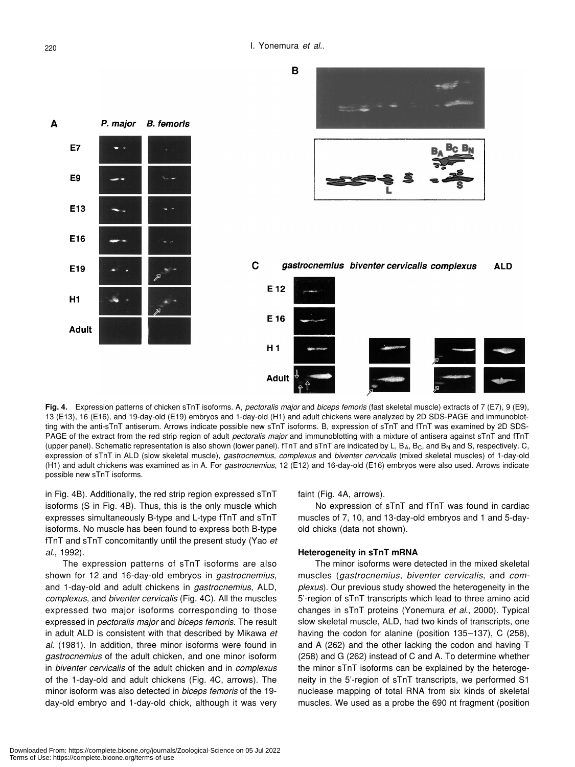**Fig. 4.** Expression patterns of chicken sTnT isoforms. A, *pectoralis major* and *biceps femoris* (fast skeletal muscle) extracts of 7 (E7), 9 (E9), 13 (E13), 16 (E16), and 19-day-old (E19) embryos and 1-day-old (H1) and adult chickens were analyzed by 2D SDS-PAGE and immunoblotting with the anti-sTnT antiserum. Arrows indicate possible new sTnT isoforms. B, expression of sTnT and fTnT was examined by 2D SDS-PAGE of the extract from the red strip region of adult *pectoralis major* and immunoblotting with a mixture of antisera against sTnT and fTnT (upper panel). Schematic representation is also shown (lower panel). fTnT and sTnT are indicated by L, $B_A$, $B_C$, and $B_N$ and S, respectively. C, expression of sTnT in ALD (slow skeletal muscle), *gastrocnemius*, *complexus* and *biventer cervicalis* (mixed skeletal muscles) of 1-day-old (H1) and adult chickens was examined as in A. For *gastrocnemius*, 12 (E12) and 16-day-old (E16) embryos were also used. Arrows indicate possible new sTnT isoforms.

in Fig. 4B). Additionally, the red strip region expressed sTnT isoforms (S in Fig. 4B). Thus, this is the only muscle which expresses simultaneously B-type and L-type fTnT and sTnT isoforms. No muscle has been found to express both B-type fTnT and sTnT concomitantly until the present study (Yao *et al*., 1992).

The expression patterns of sTnT isoforms are also shown for 12 and 16-day-old embryos in *gastrocnemius*, and 1-day-old and adult chickens in *gastrocnemius*, ALD, *complexus*, and *biventer cervicalis* (Fig. 4C). All the muscles expressed two major isoforms corresponding to those expressed in *pectoralis major* and *biceps femoris*. The result in adult ALD is consistent with that described by Mikawa *et al*. (1981). In addition, three minor isoforms were found in *gastrocnemius* of the adult chicken, and one minor isoform in *biventer cervicalis* of the adult chicken and in *complexus* of the 1-day-old and adult chickens (Fig. 4C, arrows). The minor isoform was also detected in *biceps femoris* of the 19-day-old embryo and 1-day-old chick, although it was very faint (Fig. 4A, arrows).

No expression of sTnT and fTnT was found in cardiac muscles of 7, 10, and 13-day-old embryos and 1 and 5-day-old chicks (data not shown).

### Heterogeneity in sTnT mRNA

The minor isoforms were detected in the mixed skeletal muscles (*gastrocnemius*, *biventer cervicalis*, and *complexus*). Our previous study showed the heterogeneity in the 5'-region of sTnT transcripts which lead to three amino acid changes in sTnT proteins (Yonemura *et al*., 2000). Typical slow skeletal muscle, ALD, had two kinds of transcripts, one having the codon for alanine (position 135–137), C (258), and A (262) and the other lacking the codon and having T (258) and G (262) instead of C and A. To determine whether the minor sTnT isoforms can be explained by the heterogeneity in the 5'-region of sTnT transcripts, we performed S1 nuclease mapping of total RNA from six kinds of skeletal muscles. We used as a probe the 690 nt fragment (position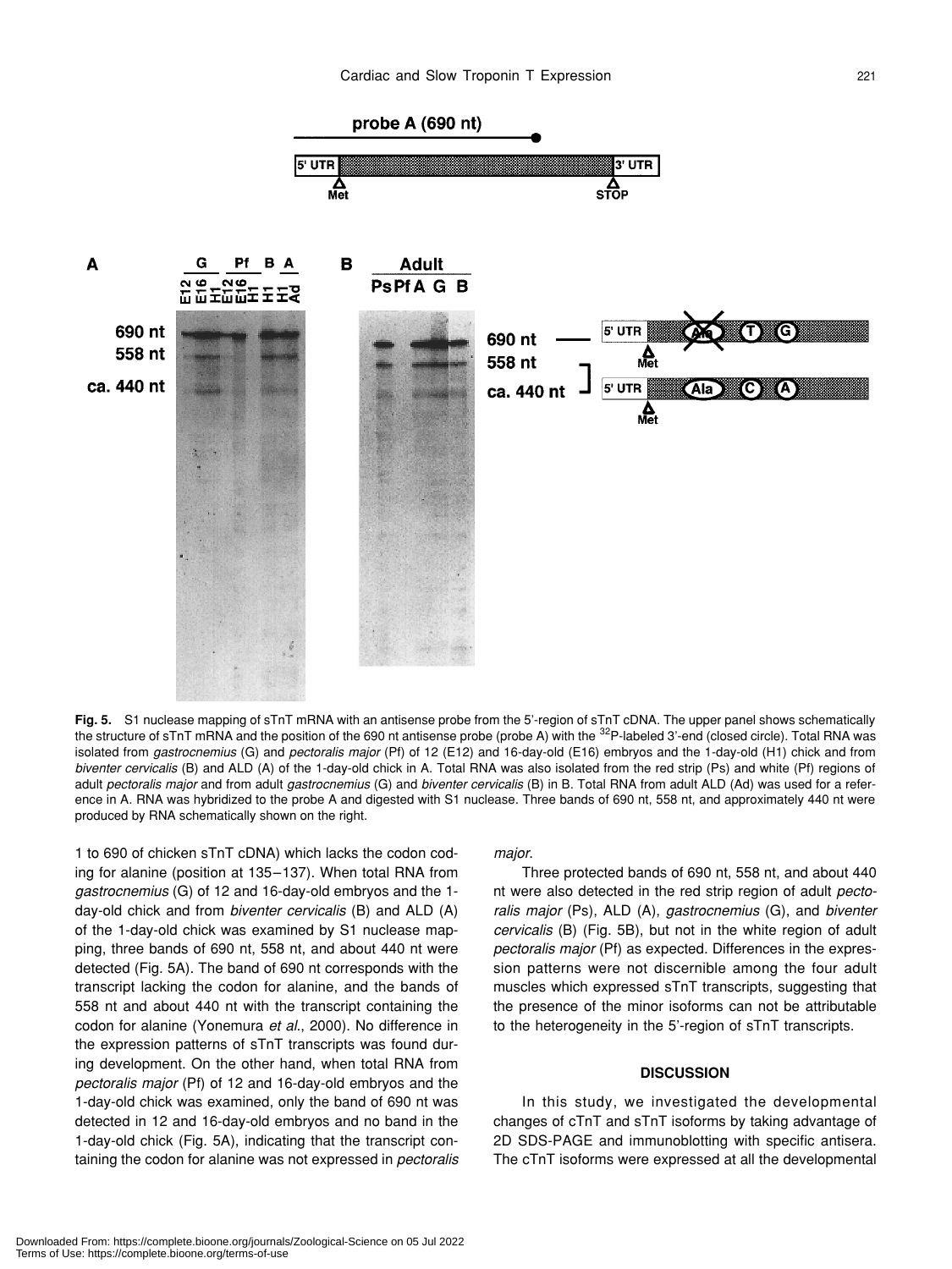**Fig. 5.** S1 nuclease mapping of sTnT mRNA with an antisense probe from the 5'-region of sTnT cDNA. The upper panel shows schematically the structure of sTnT mRNA and the position of the 690 nt antisense probe (probe A) with the $^{32}$P-labeled 3'-end (closed circle). Total RNA was isolated from *gastrocnemius* (G) and *pectoralis major* (Pf) of 12 (E12) and 16-day-old (E16) embryos and the 1-day-old (H1) chick and from *biventer cervicalis* (B) and ALD (A) of the 1-day-old chick in A. Total RNA was also isolated from the red strip (Ps) and white (Pf) regions of adult *pectoralis major* and from adult *gastrocnemius* (G) and *biventer cervicalis* (B) in B. Total RNA from adult ALD (Ad) was used for a reference in A. RNA was hybridized to the probe A and digested with S1 nuclease. Three bands of 690 nt, 558 nt, and approximately 440 nt were produced by RNA schematically shown on the right.

1 to 690 of chicken sTnT cDNA) which lacks the codon coding for alanine (position at 135–137). When total RNA from *gastrocnemius* (G) of 12 and 16-day-old embryos and the 1-day-old chick and from *biventer cervicalis* (B) and ALD (A) of the 1-day-old chick was examined by S1 nuclease mapping, three bands of 690 nt, 558 nt, and about 440 nt were detected (Fig. 5A). The band of 690 nt corresponds with the transcript lacking the codon for alanine, and the bands of 558 nt and about 440 nt with the transcript containing the codon for alanine (Yonemura *et al*., 2000). No difference in the expression patterns of sTnT transcripts was found during development. On the other hand, when total RNA from *pectoralis major* (Pf) of 12 and 16-day-old embryos and the 1-day-old chick was examined, only the band of 690 nt was detected in 12 and 16-day-old embryos and no band in the 1-day-old chick (Fig. 5A), indicating that the transcript containing the codon for alanine was not expressed in *pectoralis major*.

Three protected bands of 690 nt, 558 nt, and about 440 nt were also detected in the red strip region of adult *pectoralis major* (Ps), ALD (A), *gastrocnemius* (G), and *biventer cervicalis* (B) (Fig. 5B), but not in the white region of adult *pectoralis major* (Pf) as expected. Differences in the expression patterns were not discernible among the four adult muscles which expressed sTnT transcripts, suggesting that the presence of the minor isoforms can not be attributable to the heterogeneity in the 5'-region of sTnT transcripts.

## DISCUSSION

In this study, we investigated the developmental changes of cTnT and sTnT isoforms by taking advantage of 2D SDS-PAGE and immunoblotting with specific antisera. The cTnT isoforms were expressed at all the developmental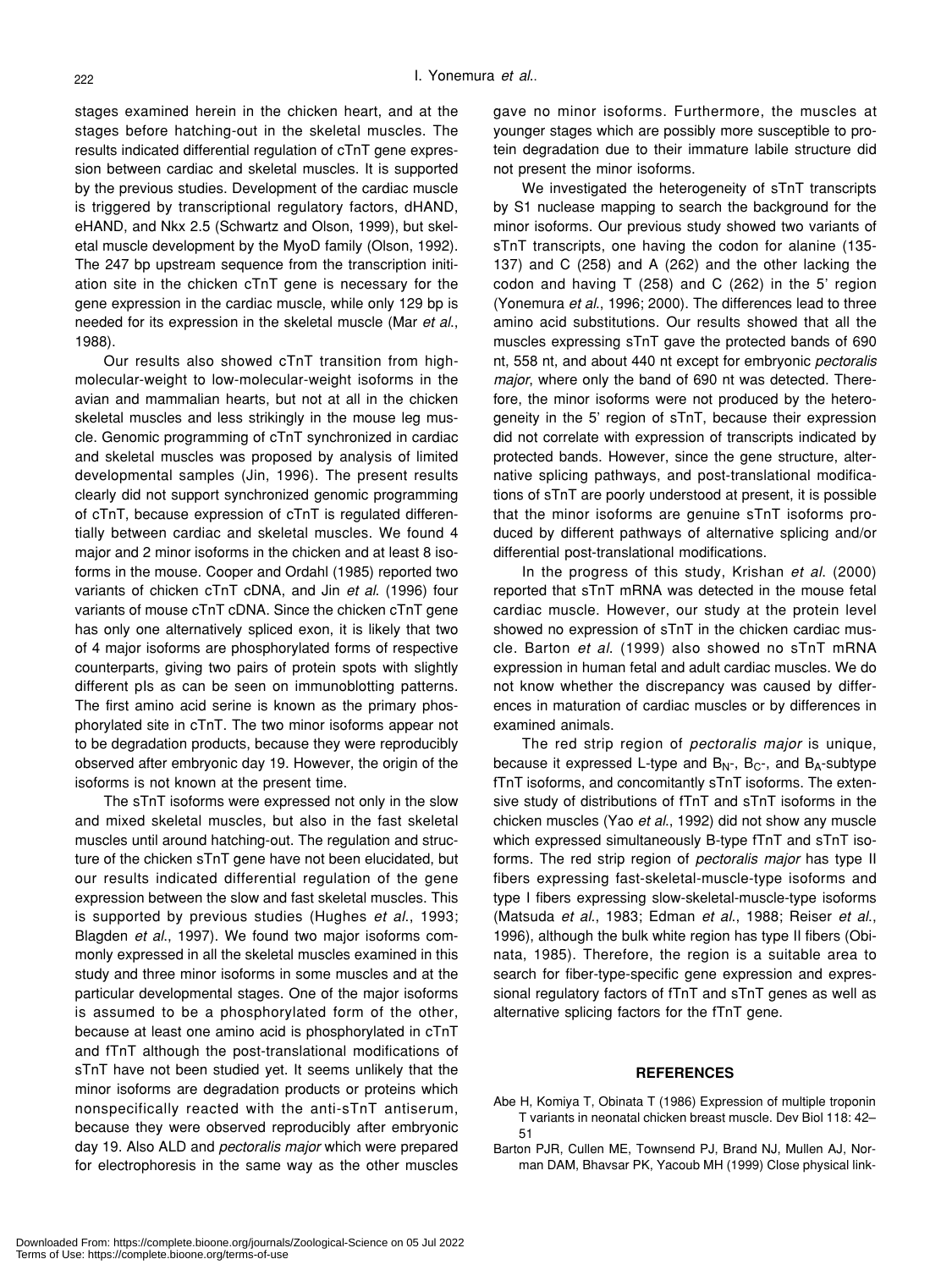stages examined herein in the chicken heart, and at the stages before hatching-out in the skeletal muscles. The results indicated differential regulation of cTnT gene expression between cardiac and skeletal muscles. It is supported by the previous studies. Development of the cardiac muscle is triggered by transcriptional regulatory factors, dHAND, eHAND, and Nkx 2.5 (Schwartz and Olson, 1999), but skeletal muscle development by the MyoD family (Olson, 1992). The 247 bp upstream sequence from the transcription initiation site in the chicken cTnT gene is necessary for the gene expression in the cardiac muscle, while only 129 bp is needed for its expression in the skeletal muscle (Mar *et al*., 1988).

Our results also showed cTnT transition from high-molecular-weight to low-molecular-weight isoforms in the avian and mammalian hearts, but not at all in the chicken skeletal muscles and less strikingly in the mouse leg muscle. Genomic programming of cTnT synchronized in cardiac and skeletal muscles was proposed by analysis of limited developmental samples (Jin, 1996). The present results clearly did not support synchronized genomic programming of cTnT, because expression of cTnT is regulated differentially between cardiac and skeletal muscles. We found 4 major and 2 minor isoforms in the chicken and at least 8 isoforms in the mouse. Cooper and Ordahl (1985) reported two variants of chicken cTnT cDNA, and Jin *et al*. (1996) four variants of mouse cTnT cDNA. Since the chicken cTnT gene has only one alternatively spliced exon, it is likely that two of 4 major isoforms are phosphorylated forms of respective counterparts, giving two pairs of protein spots with slightly different pIs as can be seen on immunoblotting patterns. The first amino acid serine is known as the primary phosphorylated site in cTnT. The two minor isoforms appear not to be degradation products, because they were reproducibly observed after embryonic day 19. However, the origin of the isoforms is not known at the present time.

The sTnT isoforms were expressed not only in the slow and mixed skeletal muscles, but also in the fast skeletal muscles until around hatching-out. The regulation and structure of the chicken sTnT gene have not been elucidated, but our results indicated differential regulation of the gene expression between the slow and fast skeletal muscles. This is supported by previous studies (Hughes *et al*., 1993; Blagden *et al*., 1997). We found two major isoforms commonly expressed in all the skeletal muscles examined in this study and three minor isoforms in some muscles and at the particular developmental stages. One of the major isoforms is assumed to be a phosphorylated form of the other, because at least one amino acid is phosphorylated in cTnT and fTnT although the post-translational modifications of sTnT have not been studied yet. It seems unlikely that the minor isoforms are degradation products or proteins which nonspecifically reacted with the anti-sTnT antiserum, because they were observed reproducibly after embryonic day 19. Also ALD and *pectoralis major* which were prepared for electrophoresis in the same way as the other muscles gave no minor isoforms. Furthermore, the muscles at younger stages which are possibly more susceptible to protein degradation due to their immature labile structure did not present the minor isoforms.

We investigated the heterogeneity of sTnT transcripts by S1 nuclease mapping to search the background for the minor isoforms. Our previous study showed two variants of sTnT transcripts, one having the codon for alanine (135-137) and C (258) and A (262) and the other lacking the codon and having T (258) and C (262) in the 5' region (Yonemura *et al*., 1996; 2000). The differences lead to three amino acid substitutions. Our results showed that all the muscles expressing sTnT gave the protected bands of 690 nt, 558 nt, and about 440 nt except for embryonic *pectoralis major*, where only the band of 690 nt was detected. Therefore, the minor isoforms were not produced by the heterogeneity in the 5' region of sTnT, because their expression did not correlate with expression of transcripts indicated by protected bands. However, since the gene structure, alternative splicing pathways, and post-translational modifications of sTnT are poorly understood at present, it is possible that the minor isoforms are genuine sTnT isoforms produced by different pathways of alternative splicing and/or differential post-translational modifications.

In the progress of this study, Krishan *et al*. (2000) reported that sTnT mRNA was detected in the mouse fetal cardiac muscle. However, our study at the protein level showed no expression of sTnT in the chicken cardiac muscle. Barton *et al*. (1999) also showed no sTnT mRNA expression in human fetal and adult cardiac muscles. We do not know whether the discrepancy was caused by differences in maturation of cardiac muscles or by differences in examined animals.

The red strip region of *pectoralis major* is unique, because it expressed L-type and $B_N$-, $B_C$-, and $B_A$-subtype fTnT isoforms, and concomitantly sTnT isoforms. The extensive study of distributions of fTnT and sTnT isoforms in the chicken muscles (Yao *et al*., 1992) did not show any muscle which expressed simultaneously B-type fTnT and sTnT isoforms. The red strip region of *pectoralis major* has type II fibers expressing fast-skeletal-muscle-type isoforms and type I fibers expressing slow-skeletal-muscle-type isoforms (Matsuda *et al*., 1983; Edman *et al*., 1988; Reiser *et al*., 1996), although the bulk white region has type II fibers (Obinata, 1985). Therefore, the region is a suitable area to search for fiber-type-specific gene expression and expressional regulatory factors of fTnT and sTnT genes as well as alternative splicing factors for the fTnT gene.

## REFERENCES

Abe H, Komiya T, Obinata T (1986) Expression of multiple troponin T variants in neonatal chicken breast muscle. Dev Biol 118: 42–51

Barton PJR, Cullen ME, Townsend PJ, Brand NJ, Mullen AJ, Norman DAM, Bhavsar PK, Yacoub MH (1999) Close physical link-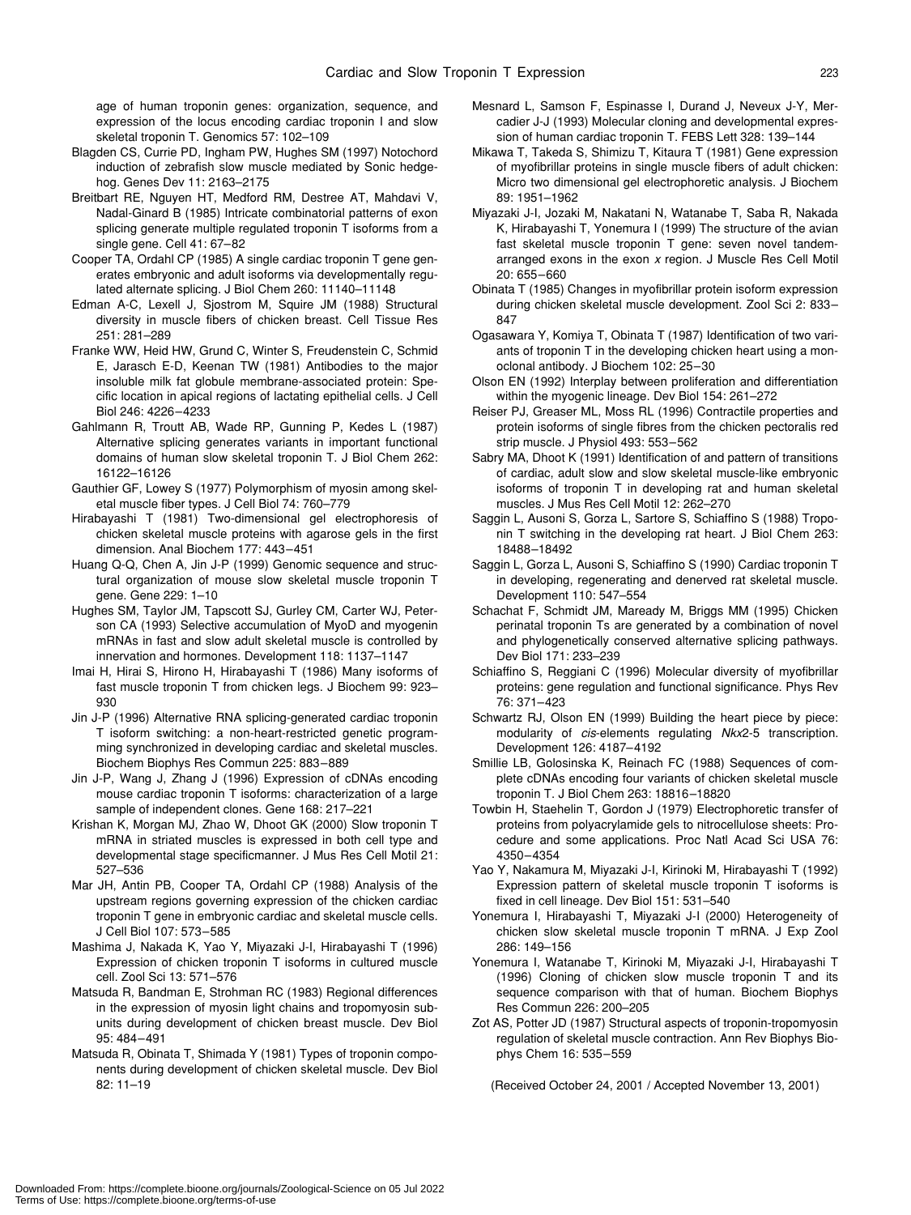age of human troponin genes: organization, sequence, and expression of the locus encoding cardiac troponin I and slow skeletal troponin T. Genomics 57: 102–109

Blagden CS, Currie PD, Ingham PW, Hughes SM (1997) Notochord induction of zebrafish slow muscle mediated by Sonic hedgehog. Genes Dev 11: 2163–2175

Breitbart RE, Nguyen HT, Medford RM, Destree AT, Mahdavi V, Nadal-Ginard B (1985) Intricate combinatorial patterns of exon splicing generate multiple regulated troponin T isoforms from a single gene. Cell 41: 67–82

Cooper TA, Ordahl CP (1985) A single cardiac troponin T gene generates embryonic and adult isoforms via developmentally regulated alternate splicing. J Biol Chem 260: 11140–11148

Edman A-C, Lexell J, Sjostrom M, Squire JM (1988) Structural diversity in muscle fibers of chicken breast. Cell Tissue Res 251: 281–289

Franke WW, Heid HW, Grund C, Winter S, Freudenstein C, Schmid E, Jarasch E-D, Keenan TW (1981) Antibodies to the major insoluble milk fat globule membrane-associated protein: Specific location in apical regions of lactating epithelial cells. J Cell Biol 246: 4226–4233

Gahlmann R, Troutt AB, Wade RP, Gunning P, Kedes L (1987) Alternative splicing generates variants in important functional domains of human slow skeletal troponin T. J Biol Chem 262: 16122–16126

Gauthier GF, Lowey S (1977) Polymorphism of myosin among skeletal muscle fiber types. J Cell Biol 74: 760–779

Hirabayashi T (1981) Two-dimensional gel electrophoresis of chicken skeletal muscle proteins with agarose gels in the first dimension. Anal Biochem 177: 443–451

Huang Q-Q, Chen A, Jin J-P (1999) Genomic sequence and structural organization of mouse slow skeletal muscle troponin T gene. Gene 229: 1–10

Hughes SM, Taylor JM, Tapscott SJ, Gurley CM, Carter WJ, Peterson CA (1993) Selective accumulation of MyoD and myogenin mRNAs in fast and slow adult skeletal muscle is controlled by innervation and hormones. Development 118: 1137–1147

Imai H, Hirai S, Hirono H, Hirabayashi T (1986) Many isoforms of fast muscle troponin T from chicken legs. J Biochem 99: 923–930

Jin J-P (1996) Alternative RNA splicing-generated cardiac troponin T isoform switching: a non-heart-restricted genetic programming synchronized in developing cardiac and skeletal muscles. Biochem Biophys Res Commun 225: 883–889

Jin J-P, Wang J, Zhang J (1996) Expression of cDNAs encoding mouse cardiac troponin T isoforms: characterization of a large sample of independent clones. Gene 168: 217–221

Krishan K, Morgan MJ, Zhao W, Dhoot GK (2000) Slow troponin T mRNA in striated muscles is expressed in both cell type and developmental stage specificmanner. J Mus Res Cell Motil 21: 527–536

Mar JH, Antin PB, Cooper TA, Ordahl CP (1988) Analysis of the upstream regions governing expression of the chicken cardiac troponin T gene in embryonic cardiac and skeletal muscle cells. J Cell Biol 107: 573–585

Mashima J, Nakada K, Yao Y, Miyazaki J-I, Hirabayashi T (1996) Expression of chicken troponin T isoforms in cultured muscle cell. Zool Sci 13: 571–576

Matsuda R, Bandman E, Strohman RC (1983) Regional differences in the expression of myosin light chains and tropomyosin subunits during development of chicken breast muscle. Dev Biol 95: 484–491

Matsuda R, Obinata T, Shimada Y (1981) Types of troponin components during development of chicken skeletal muscle. Dev Biol 82: 11–19

Mesnard L, Samson F, Espinasse I, Durand J, Neveux J-Y, Mercadier J-J (1993) Molecular cloning and developmental expression of human cardiac troponin T. FEBS Lett 328: 139–144

Mikawa T, Takeda S, Shimizu T, Kitaura T (1981) Gene expression of myofibrillar proteins in single muscle fibers of adult chicken: Micro two dimensional gel electrophoretic analysis. J Biochem 89: 1951–1962

Miyazaki J-I, Jozaki M, Nakatani N, Watanabe T, Saba R, Nakada K, Hirabayashi T, Yonemura I (1999) The structure of the avian fast skeletal muscle troponin T gene: seven novel tandem-arranged exons in the exon *x* region. J Muscle Res Cell Motil 20: 655–660

Obinata T (1985) Changes in myofibrillar protein isoform expression during chicken skeletal muscle development. Zool Sci 2: 833–847

Ogasawara Y, Komiya T, Obinata T (1987) Identification of two variants of troponin T in the developing chicken heart using a monoclonal antibody. J Biochem 102: 25–30

Olson EN (1992) Interplay between proliferation and differentiation within the myogenic lineage. Dev Biol 154: 261–272

Reiser PJ, Greaser ML, Moss RL (1996) Contractile properties and protein isoforms of single fibres from the chicken pectoralis red strip muscle. J Physiol 493: 553–562

Sabry MA, Dhoot K (1991) Identification of and pattern of transitions of cardiac, adult slow and slow skeletal muscle-like embryonic isoforms of troponin T in developing rat and human skeletal muscles. J Mus Res Cell Motil 12: 262–270

Saggin L, Ausoni S, Gorza L, Sartore S, Schiaffino S (1988) Troponin T switching in the developing rat heart. J Biol Chem 263: 18488–18492

Saggin L, Gorza L, Ausoni S, Schiaffino S (1990) Cardiac troponin T in developing, regenerating and denerved rat skeletal muscle. Development 110: 547–554

Schachat F, Schmidt JM, Maready M, Briggs MM (1995) Chicken perinatal troponin Ts are generated by a combination of novel and phylogenetically conserved alternative splicing pathways. Dev Biol 171: 233–239

Schiaffino S, Reggiani C (1996) Molecular diversity of myofibrillar proteins: gene regulation and functional significance. Phys Rev 76: 371–423

Schwartz RJ, Olson EN (1999) Building the heart piece by piece: modularity of *cis*-elements regulating *Nkx2-5* transcription. Development 126: 4187–4192

Smillie LB, Golosinska K, Reinach FC (1988) Sequences of complete cDNAs encoding four variants of chicken skeletal muscle troponin T. J Biol Chem 263: 18816–18820

Towbin H, Staehelin T, Gordon J (1979) Electrophoretic transfer of proteins from polyacrylamide gels to nitrocellulose sheets: Procedure and some applications. Proc Natl Acad Sci USA 76: 4350–4354

Yao Y, Nakamura M, Miyazaki J-I, Kirinoki M, Hirabayashi T (1992) Expression pattern of skeletal muscle troponin T isoforms is fixed in cell lineage. Dev Biol 151: 531–540

Yonemura I, Hirabayashi T, Miyazaki J-I (2000) Heterogeneity of chicken slow skeletal muscle troponin T mRNA. J Exp Zool 286: 149–156

Yonemura I, Watanabe T, Kirinoki M, Miyazaki J-I, Hirabayashi T (1996) Cloning of chicken slow muscle troponin T and its sequence comparison with that of human. Biochem Biophys Res Commun 226: 200–205

Zot AS, Potter JD (1987) Structural aspects of troponin-tropomyosin regulation of skeletal muscle contraction. Ann Rev Biophys Biophys Chem 16: 535–559

(Received October 24, 2001 / Accepted November 13, 2001)